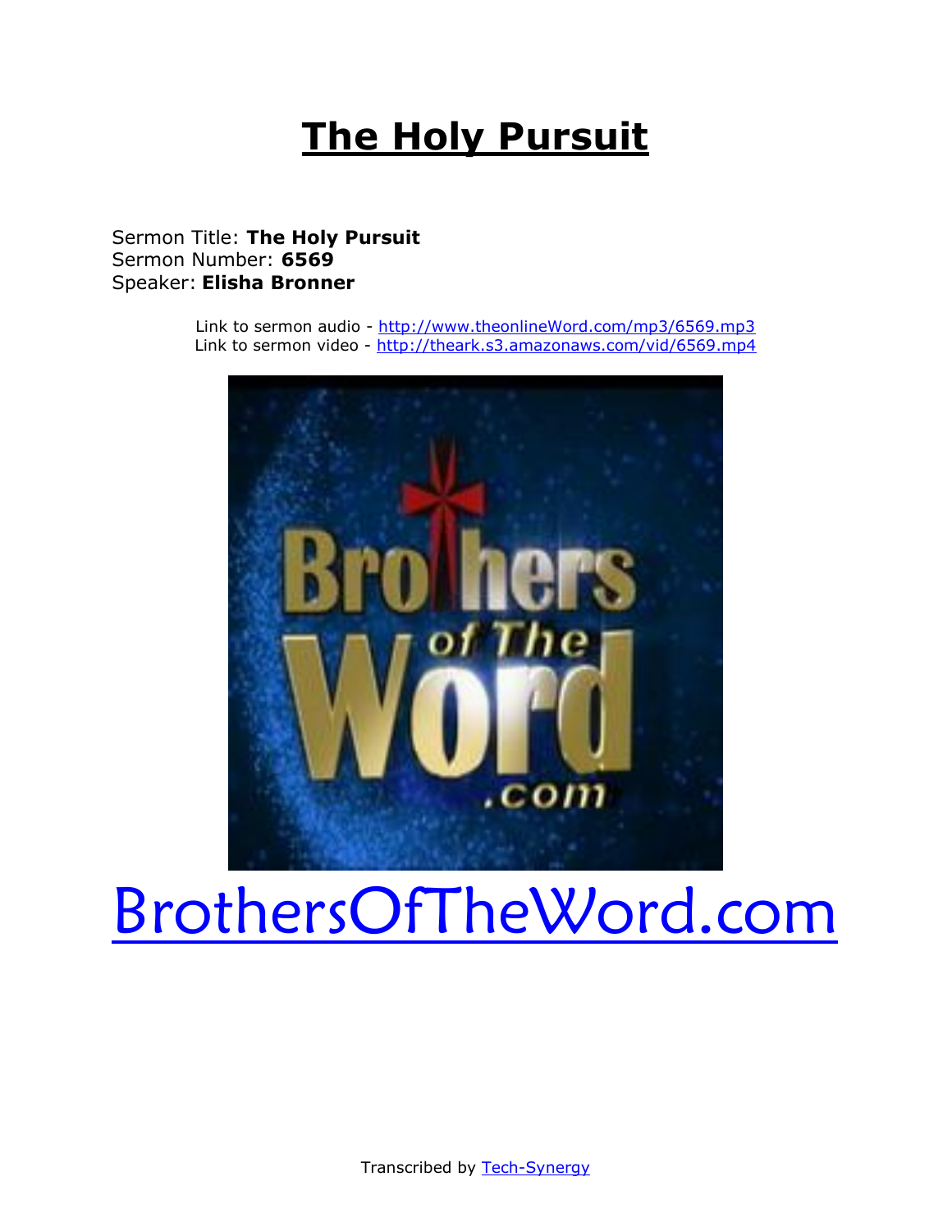# The Holy Pursuit

Sermon Title: **The Holy Pursuit**
Sermon Number: **6569**
Speaker: **Elisha Bronner**

Link to sermon audio - http://www.theonlineWord.com/mp3/6569.mp3
Link to sermon video - http://theark.s3.amazonaws.com/vid/6569.mp4

BrothersOfTheWord.com

Transcribed by Tech-Synergy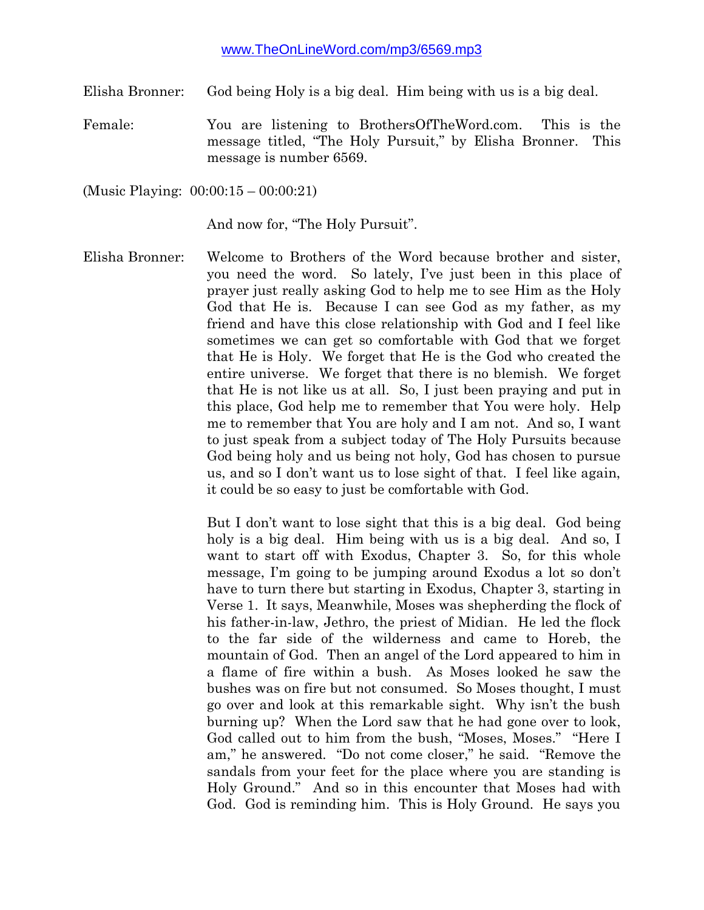www.TheOnLineWord.com/mp3/6569.mp3

Elisha Bronner: God being Holy is a big deal. Him being with us is a big deal.

Female: You are listening to BrothersOfTheWord.com. This is the message titled, "The Holy Pursuit," by Elisha Bronner. This message is number 6569.

(Music Playing: 00:00:15 – 00:00:21)

And now for, "The Holy Pursuit".

Elisha Bronner: Welcome to Brothers of the Word because brother and sister, you need the word. So lately, I've just been in this place of prayer just really asking God to help me to see Him as the Holy God that He is. Because I can see God as my father, as my friend and have this close relationship with God and I feel like sometimes we can get so comfortable with God that we forget that He is Holy. We forget that He is the God who created the entire universe. We forget that there is no blemish. We forget that He is not like us at all. So, I just been praying and put in this place, God help me to remember that You were holy. Help me to remember that You are holy and I am not. And so, I want to just speak from a subject today of The Holy Pursuits because God being holy and us being not holy, God has chosen to pursue us, and so I don't want us to lose sight of that. I feel like again, it could be so easy to just be comfortable with God.

But I don't want to lose sight that this is a big deal. God being holy is a big deal. Him being with us is a big deal. And so, I want to start off with Exodus, Chapter 3. So, for this whole message, I'm going to be jumping around Exodus a lot so don't have to turn there but starting in Exodus, Chapter 3, starting in Verse 1. It says, Meanwhile, Moses was shepherding the flock of his father-in-law, Jethro, the priest of Midian. He led the flock to the far side of the wilderness and came to Horeb, the mountain of God. Then an angel of the Lord appeared to him in a flame of fire within a bush. As Moses looked he saw the bushes was on fire but not consumed. So Moses thought, I must go over and look at this remarkable sight. Why isn't the bush burning up? When the Lord saw that he had gone over to look, God called out to him from the bush, "Moses, Moses." "Here I am," he answered. "Do not come closer," he said. "Remove the sandals from your feet for the place where you are standing is Holy Ground." And so in this encounter that Moses had with God. God is reminding him. This is Holy Ground. He says you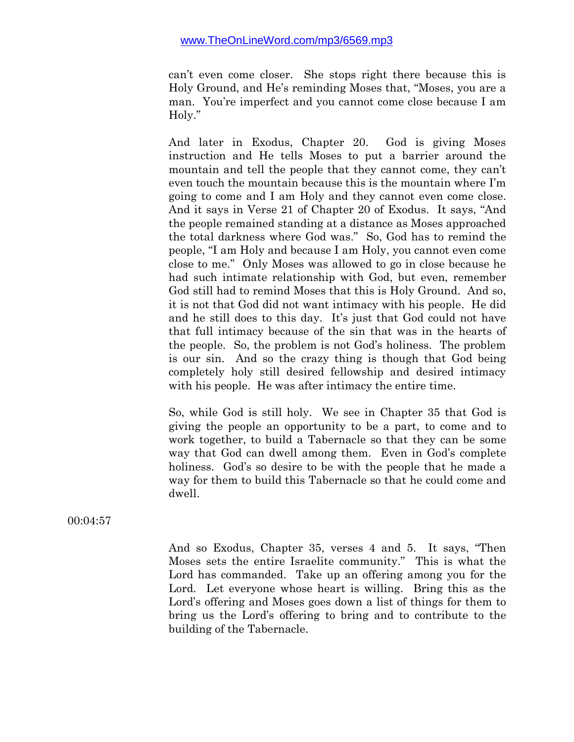can't even come closer. She stops right there because this is Holy Ground, and He's reminding Moses that, "Moses, you are a man. You're imperfect and you cannot come close because I am Holy."

And later in Exodus, Chapter 20. God is giving Moses instruction and He tells Moses to put a barrier around the mountain and tell the people that they cannot come, they can't even touch the mountain because this is the mountain where I'm going to come and I am Holy and they cannot even come close. And it says in Verse 21 of Chapter 20 of Exodus. It says, "And the people remained standing at a distance as Moses approached the total darkness where God was." So, God has to remind the people, "I am Holy and because I am Holy, you cannot even come close to me." Only Moses was allowed to go in close because he had such intimate relationship with God, but even, remember God still had to remind Moses that this is Holy Ground. And so, it is not that God did not want intimacy with his people. He did and he still does to this day. It's just that God could not have that full intimacy because of the sin that was in the hearts of the people. So, the problem is not God's holiness. The problem is our sin. And so the crazy thing is though that God being completely holy still desired fellowship and desired intimacy with his people. He was after intimacy the entire time.

So, while God is still holy. We see in Chapter 35 that God is giving the people an opportunity to be a part, to come and to work together, to build a Tabernacle so that they can be some way that God can dwell among them. Even in God's complete holiness. God's so desire to be with the people that he made a way for them to build this Tabernacle so that he could come and dwell.

00:04:57

And so Exodus, Chapter 35, verses 4 and 5. It says, "Then Moses sets the entire Israelite community." This is what the Lord has commanded. Take up an offering among you for the Lord. Let everyone whose heart is willing. Bring this as the Lord's offering and Moses goes down a list of things for them to bring us the Lord's offering to bring and to contribute to the building of the Tabernacle.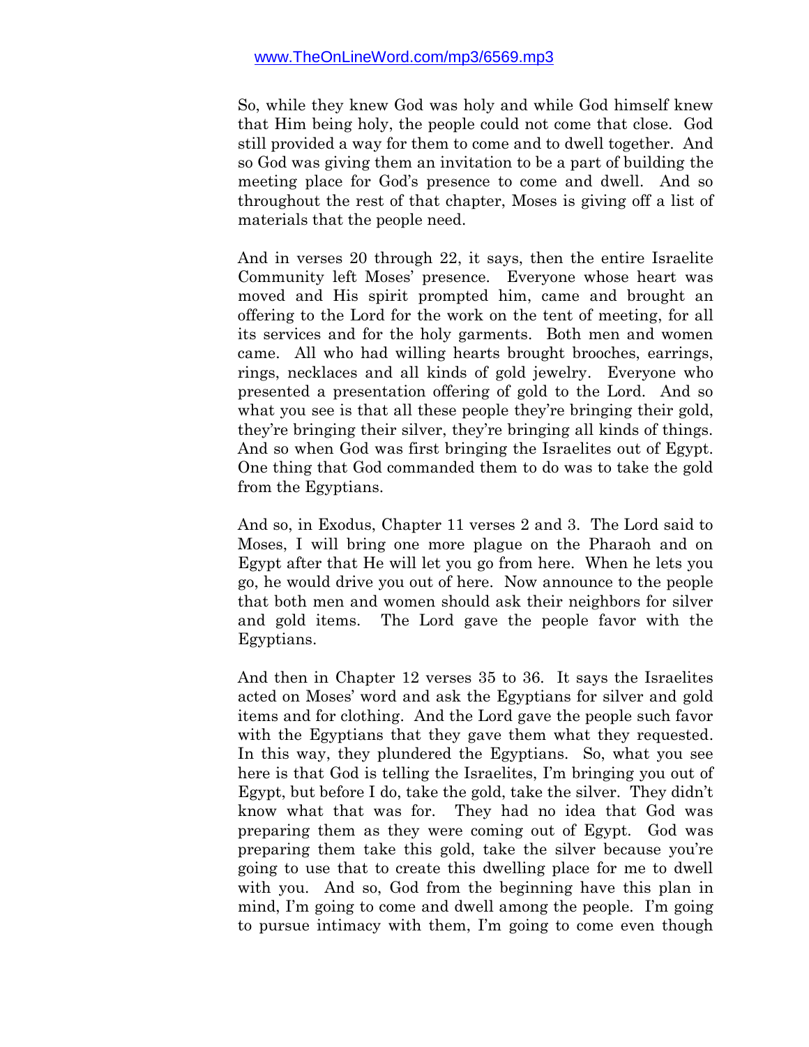So, while they knew God was holy and while God himself knew that Him being holy, the people could not come that close. God still provided a way for them to come and to dwell together. And so God was giving them an invitation to be a part of building the meeting place for God's presence to come and dwell. And so throughout the rest of that chapter, Moses is giving off a list of materials that the people need.

And in verses 20 through 22, it says, then the entire Israelite Community left Moses' presence. Everyone whose heart was moved and His spirit prompted him, came and brought an offering to the Lord for the work on the tent of meeting, for all its services and for the holy garments. Both men and women came. All who had willing hearts brought brooches, earrings, rings, necklaces and all kinds of gold jewelry. Everyone who presented a presentation offering of gold to the Lord. And so what you see is that all these people they're bringing their gold, they're bringing their silver, they're bringing all kinds of things. And so when God was first bringing the Israelites out of Egypt. One thing that God commanded them to do was to take the gold from the Egyptians.

And so, in Exodus, Chapter 11 verses 2 and 3. The Lord said to Moses, I will bring one more plague on the Pharaoh and on Egypt after that He will let you go from here. When he lets you go, he would drive you out of here. Now announce to the people that both men and women should ask their neighbors for silver and gold items. The Lord gave the people favor with the Egyptians.

And then in Chapter 12 verses 35 to 36. It says the Israelites acted on Moses' word and ask the Egyptians for silver and gold items and for clothing. And the Lord gave the people such favor with the Egyptians that they gave them what they requested. In this way, they plundered the Egyptians. So, what you see here is that God is telling the Israelites, I'm bringing you out of Egypt, but before I do, take the gold, take the silver. They didn't know what that was for. They had no idea that God was preparing them as they were coming out of Egypt. God was preparing them take this gold, take the silver because you're going to use that to create this dwelling place for me to dwell with you. And so, God from the beginning have this plan in mind, I'm going to come and dwell among the people. I'm going to pursue intimacy with them, I'm going to come even though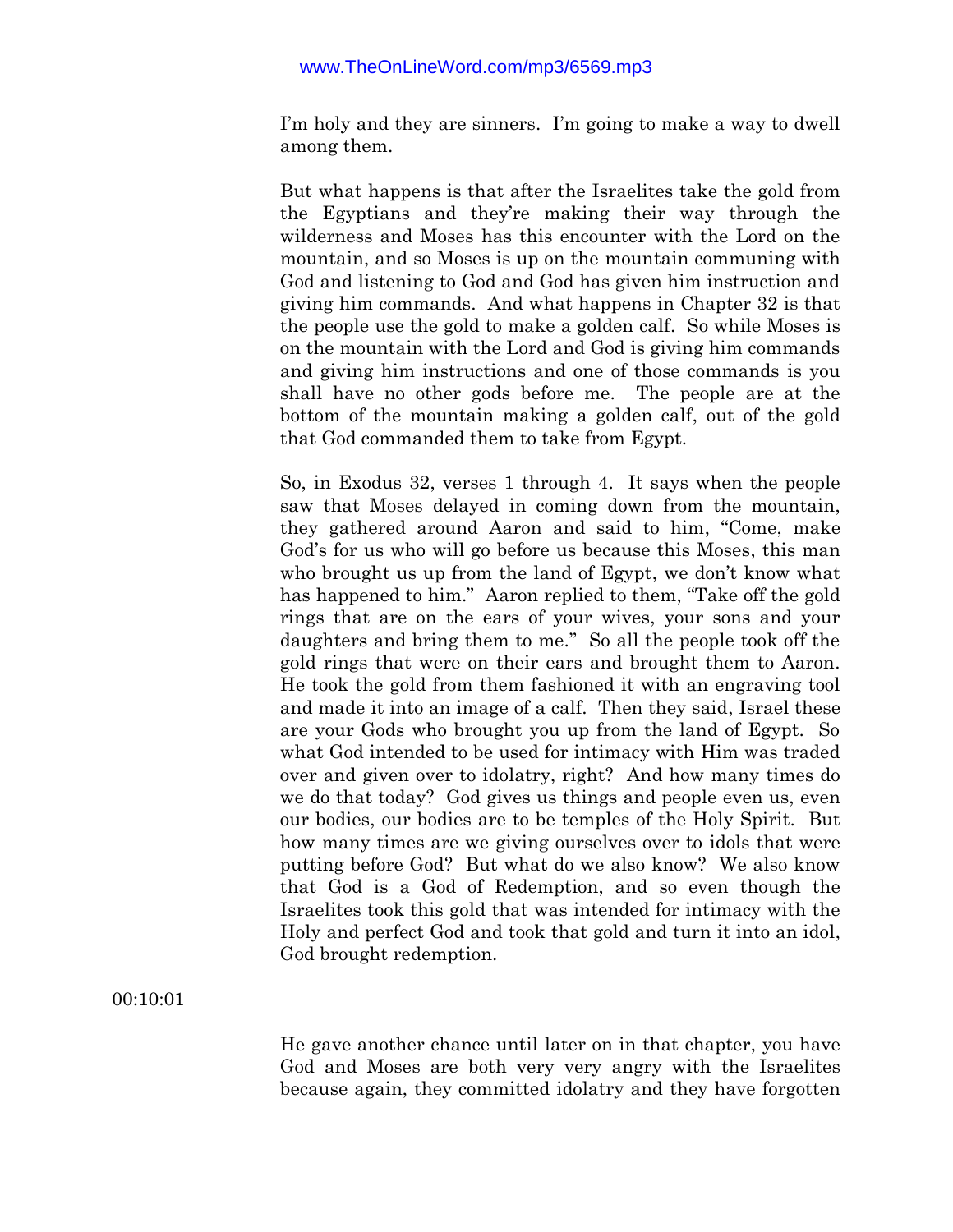I'm holy and they are sinners. I'm going to make a way to dwell among them.

But what happens is that after the Israelites take the gold from the Egyptians and they're making their way through the wilderness and Moses has this encounter with the Lord on the mountain, and so Moses is up on the mountain communing with God and listening to God and God has given him instruction and giving him commands. And what happens in Chapter 32 is that the people use the gold to make a golden calf. So while Moses is on the mountain with the Lord and God is giving him commands and giving him instructions and one of those commands is you shall have no other gods before me. The people are at the bottom of the mountain making a golden calf, out of the gold that God commanded them to take from Egypt.

So, in Exodus 32, verses 1 through 4. It says when the people saw that Moses delayed in coming down from the mountain, they gathered around Aaron and said to him, "Come, make God's for us who will go before us because this Moses, this man who brought us up from the land of Egypt, we don't know what has happened to him." Aaron replied to them, "Take off the gold rings that are on the ears of your wives, your sons and your daughters and bring them to me." So all the people took off the gold rings that were on their ears and brought them to Aaron. He took the gold from them fashioned it with an engraving tool and made it into an image of a calf. Then they said, Israel these are your Gods who brought you up from the land of Egypt. So what God intended to be used for intimacy with Him was traded over and given over to idolatry, right? And how many times do we do that today? God gives us things and people even us, even our bodies, our bodies are to be temples of the Holy Spirit. But how many times are we giving ourselves over to idols that were putting before God? But what do we also know? We also know that God is a God of Redemption, and so even though the Israelites took this gold that was intended for intimacy with the Holy and perfect God and took that gold and turn it into an idol, God brought redemption.

00:10:01

He gave another chance until later on in that chapter, you have God and Moses are both very very angry with the Israelites because again, they committed idolatry and they have forgotten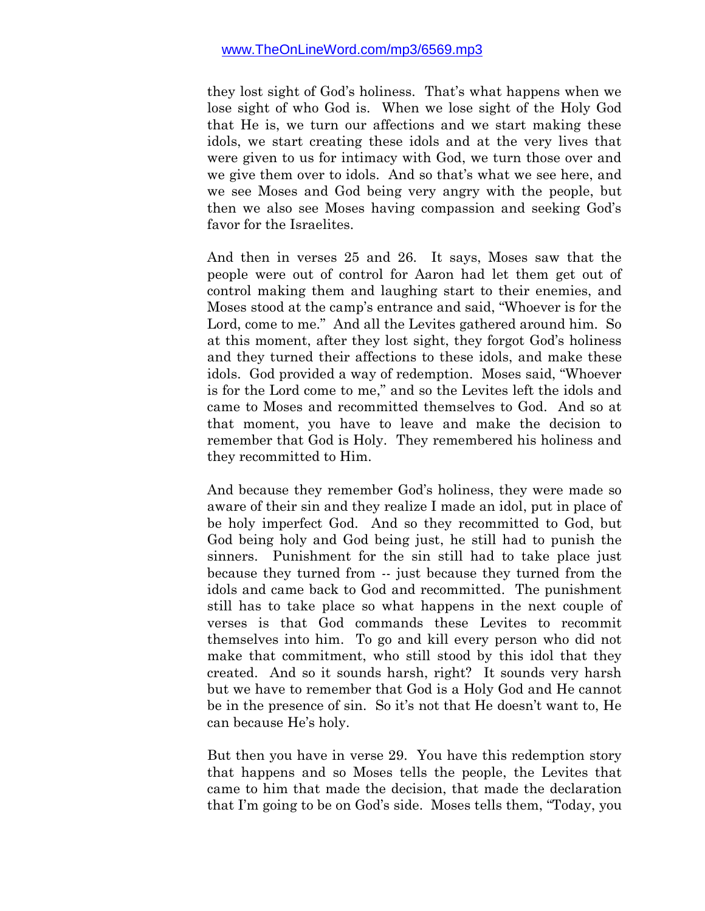they lost sight of God's holiness. That's what happens when we lose sight of who God is. When we lose sight of the Holy God that He is, we turn our affections and we start making these idols, we start creating these idols and at the very lives that were given to us for intimacy with God, we turn those over and we give them over to idols. And so that's what we see here, and we see Moses and God being very angry with the people, but then we also see Moses having compassion and seeking God's favor for the Israelites.

And then in verses 25 and 26. It says, Moses saw that the people were out of control for Aaron had let them get out of control making them and laughing start to their enemies, and Moses stood at the camp's entrance and said, "Whoever is for the Lord, come to me." And all the Levites gathered around him. So at this moment, after they lost sight, they forgot God's holiness and they turned their affections to these idols, and make these idols. God provided a way of redemption. Moses said, "Whoever is for the Lord come to me," and so the Levites left the idols and came to Moses and recommitted themselves to God. And so at that moment, you have to leave and make the decision to remember that God is Holy. They remembered his holiness and they recommitted to Him.

And because they remember God's holiness, they were made so aware of their sin and they realize I made an idol, put in place of be holy imperfect God. And so they recommitted to God, but God being holy and God being just, he still had to punish the sinners. Punishment for the sin still had to take place just because they turned from -- just because they turned from the idols and came back to God and recommitted. The punishment still has to take place so what happens in the next couple of verses is that God commands these Levites to recommit themselves into him. To go and kill every person who did not make that commitment, who still stood by this idol that they created. And so it sounds harsh, right? It sounds very harsh but we have to remember that God is a Holy God and He cannot be in the presence of sin. So it's not that He doesn't want to, He can because He's holy.

But then you have in verse 29. You have this redemption story that happens and so Moses tells the people, the Levites that came to him that made the decision, that made the declaration that I'm going to be on God's side. Moses tells them, "Today, you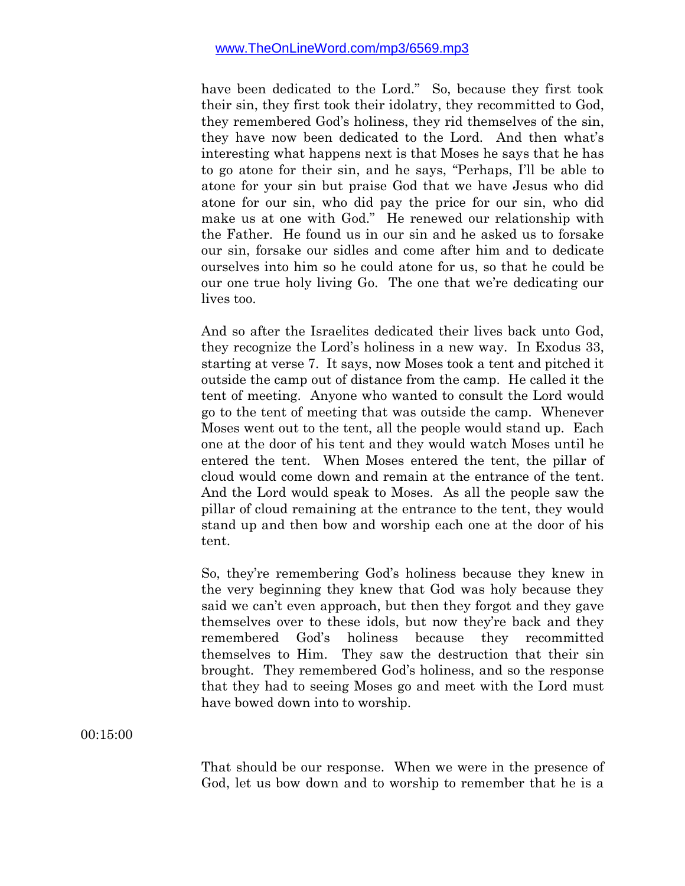have been dedicated to the Lord." So, because they first took their sin, they first took their idolatry, they recommitted to God, they remembered God's holiness, they rid themselves of the sin, they have now been dedicated to the Lord. And then what's interesting what happens next is that Moses he says that he has to go atone for their sin, and he says, "Perhaps, I'll be able to atone for your sin but praise God that we have Jesus who did atone for our sin, who did pay the price for our sin, who did make us at one with God." He renewed our relationship with the Father. He found us in our sin and he asked us to forsake our sin, forsake our sidles and come after him and to dedicate ourselves into him so he could atone for us, so that he could be our one true holy living Go. The one that we're dedicating our lives too.

And so after the Israelites dedicated their lives back unto God, they recognize the Lord's holiness in a new way. In Exodus 33, starting at verse 7. It says, now Moses took a tent and pitched it outside the camp out of distance from the camp. He called it the tent of meeting. Anyone who wanted to consult the Lord would go to the tent of meeting that was outside the camp. Whenever Moses went out to the tent, all the people would stand up. Each one at the door of his tent and they would watch Moses until he entered the tent. When Moses entered the tent, the pillar of cloud would come down and remain at the entrance of the tent. And the Lord would speak to Moses. As all the people saw the pillar of cloud remaining at the entrance to the tent, they would stand up and then bow and worship each one at the door of his tent.

So, they're remembering God's holiness because they knew in the very beginning they knew that God was holy because they said we can't even approach, but then they forgot and they gave themselves over to these idols, but now they're back and they remembered God's holiness because they recommitted themselves to Him. They saw the destruction that their sin brought. They remembered God's holiness, and so the response that they had to seeing Moses go and meet with the Lord must have bowed down into to worship.

00:15:00

That should be our response. When we were in the presence of God, let us bow down and to worship to remember that he is a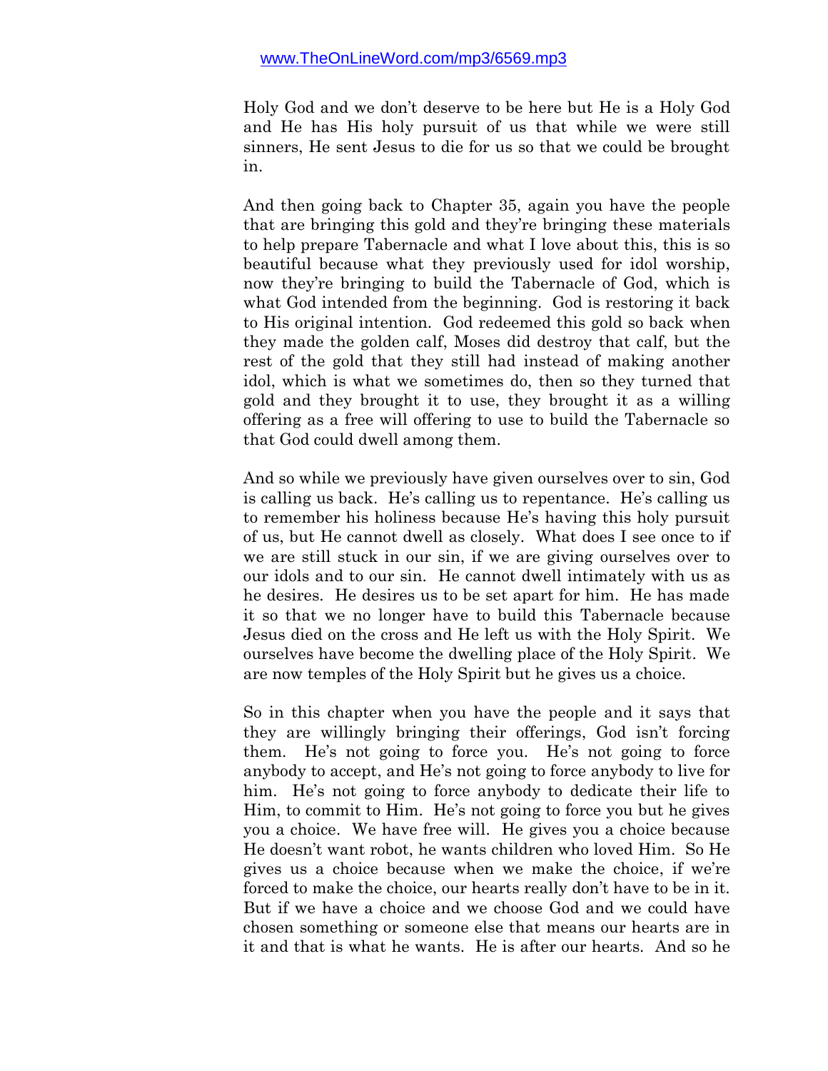Holy God and we don't deserve to be here but He is a Holy God and He has His holy pursuit of us that while we were still sinners, He sent Jesus to die for us so that we could be brought in.

And then going back to Chapter 35, again you have the people that are bringing this gold and they're bringing these materials to help prepare Tabernacle and what I love about this, this is so beautiful because what they previously used for idol worship, now they're bringing to build the Tabernacle of God, which is what God intended from the beginning. God is restoring it back to His original intention. God redeemed this gold so back when they made the golden calf, Moses did destroy that calf, but the rest of the gold that they still had instead of making another idol, which is what we sometimes do, then so they turned that gold and they brought it to use, they brought it as a willing offering as a free will offering to use to build the Tabernacle so that God could dwell among them.

And so while we previously have given ourselves over to sin, God is calling us back. He's calling us to repentance. He's calling us to remember his holiness because He's having this holy pursuit of us, but He cannot dwell as closely. What does I see once to if we are still stuck in our sin, if we are giving ourselves over to our idols and to our sin. He cannot dwell intimately with us as he desires. He desires us to be set apart for him. He has made it so that we no longer have to build this Tabernacle because Jesus died on the cross and He left us with the Holy Spirit. We ourselves have become the dwelling place of the Holy Spirit. We are now temples of the Holy Spirit but he gives us a choice.

So in this chapter when you have the people and it says that they are willingly bringing their offerings, God isn't forcing them. He's not going to force you. He's not going to force anybody to accept, and He's not going to force anybody to live for him. He's not going to force anybody to dedicate their life to Him, to commit to Him. He's not going to force you but he gives you a choice. We have free will. He gives you a choice because He doesn't want robot, he wants children who loved Him. So He gives us a choice because when we make the choice, if we're forced to make the choice, our hearts really don't have to be in it. But if we have a choice and we choose God and we could have chosen something or someone else that means our hearts are in it and that is what he wants. He is after our hearts. And so he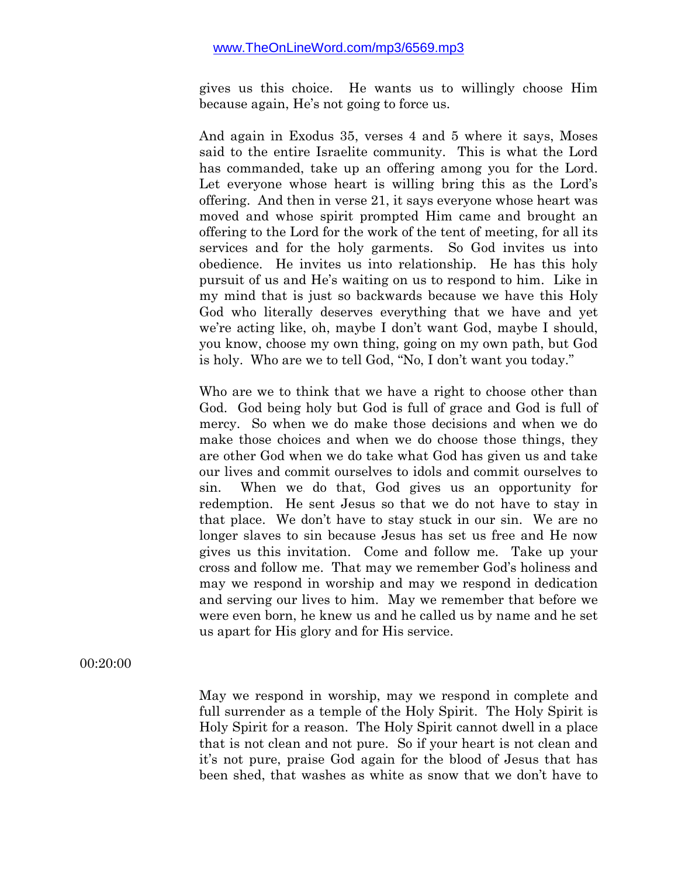gives us this choice. He wants us to willingly choose Him because again, He's not going to force us.

And again in Exodus 35, verses 4 and 5 where it says, Moses said to the entire Israelite community. This is what the Lord has commanded, take up an offering among you for the Lord. Let everyone whose heart is willing bring this as the Lord's offering. And then in verse 21, it says everyone whose heart was moved and whose spirit prompted Him came and brought an offering to the Lord for the work of the tent of meeting, for all its services and for the holy garments. So God invites us into obedience. He invites us into relationship. He has this holy pursuit of us and He's waiting on us to respond to him. Like in my mind that is just so backwards because we have this Holy God who literally deserves everything that we have and yet we're acting like, oh, maybe I don't want God, maybe I should, you know, choose my own thing, going on my own path, but God is holy. Who are we to tell God, "No, I don't want you today."

Who are we to think that we have a right to choose other than God. God being holy but God is full of grace and God is full of mercy. So when we do make those decisions and when we do make those choices and when we do choose those things, they are other God when we do take what God has given us and take our lives and commit ourselves to idols and commit ourselves to sin. When we do that, God gives us an opportunity for redemption. He sent Jesus so that we do not have to stay in that place. We don't have to stay stuck in our sin. We are no longer slaves to sin because Jesus has set us free and He now gives us this invitation. Come and follow me. Take up your cross and follow me. That may we remember God's holiness and may we respond in worship and may we respond in dedication and serving our lives to him. May we remember that before we were even born, he knew us and he called us by name and he set us apart for His glory and for His service.

00:20:00

May we respond in worship, may we respond in complete and full surrender as a temple of the Holy Spirit. The Holy Spirit is Holy Spirit for a reason. The Holy Spirit cannot dwell in a place that is not clean and not pure. So if your heart is not clean and it's not pure, praise God again for the blood of Jesus that has been shed, that washes as white as snow that we don't have to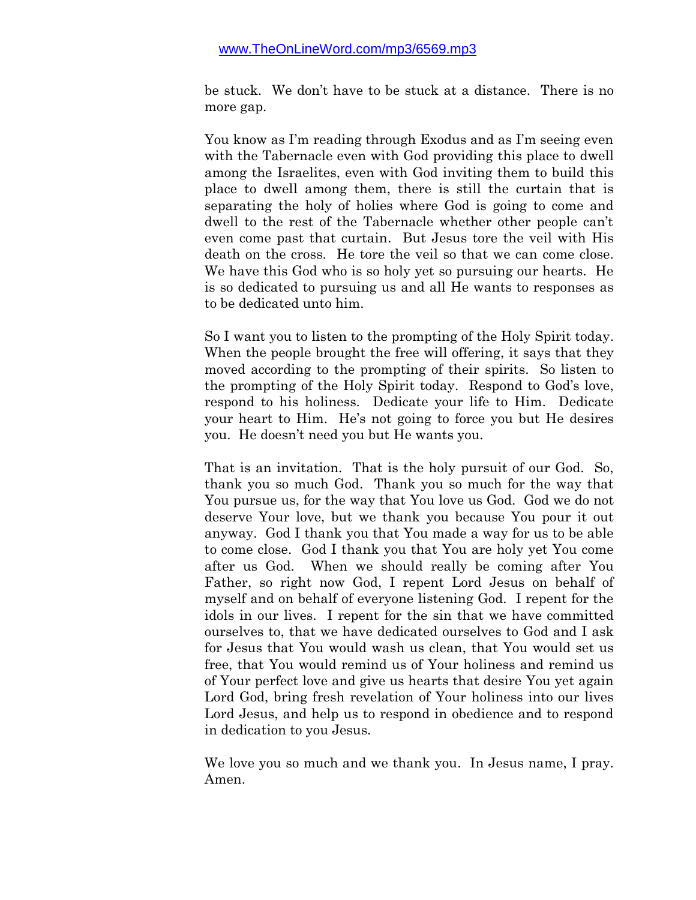be stuck. We don't have to be stuck at a distance. There is no more gap.

You know as I'm reading through Exodus and as I'm seeing even with the Tabernacle even with God providing this place to dwell among the Israelites, even with God inviting them to build this place to dwell among them, there is still the curtain that is separating the holy of holies where God is going to come and dwell to the rest of the Tabernacle whether other people can't even come past that curtain. But Jesus tore the veil with His death on the cross. He tore the veil so that we can come close. We have this God who is so holy yet so pursuing our hearts. He is so dedicated to pursuing us and all He wants to responses as to be dedicated unto him.

So I want you to listen to the prompting of the Holy Spirit today. When the people brought the free will offering, it says that they moved according to the prompting of their spirits. So listen to the prompting of the Holy Spirit today. Respond to God's love, respond to his holiness. Dedicate your life to Him. Dedicate your heart to Him. He's not going to force you but He desires you. He doesn't need you but He wants you.

That is an invitation. That is the holy pursuit of our God. So, thank you so much God. Thank you so much for the way that You pursue us, for the way that You love us God. God we do not deserve Your love, but we thank you because You pour it out anyway. God I thank you that You made a way for us to be able to come close. God I thank you that You are holy yet You come after us God. When we should really be coming after You Father, so right now God, I repent Lord Jesus on behalf of myself and on behalf of everyone listening God. I repent for the idols in our lives. I repent for the sin that we have committed ourselves to, that we have dedicated ourselves to God and I ask for Jesus that You would wash us clean, that You would set us free, that You would remind us of Your holiness and remind us of Your perfect love and give us hearts that desire You yet again Lord God, bring fresh revelation of Your holiness into our lives Lord Jesus, and help us to respond in obedience and to respond in dedication to you Jesus.

We love you so much and we thank you. In Jesus name, I pray. Amen.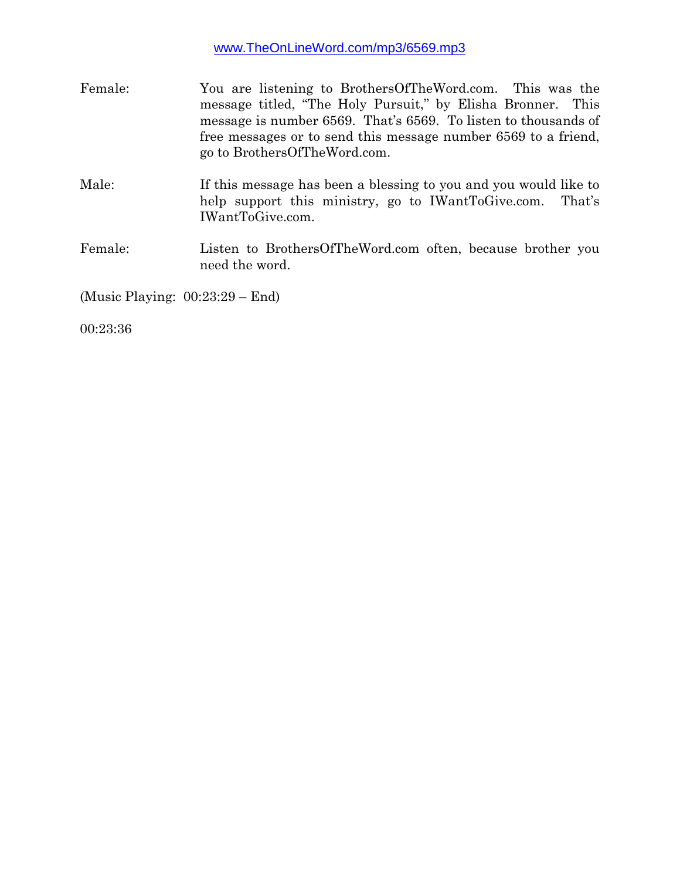www.TheOnLineWord.com/mp3/6569.mp3

Female: You are listening to BrothersOfTheWord.com. This was the message titled, "The Holy Pursuit," by Elisha Bronner. This message is number 6569. That's 6569. To listen to thousands of free messages or to send this message number 6569 to a friend, go to BrothersOfTheWord.com.

Male: If this message has been a blessing to you and you would like to help support this ministry, go to IWantToGive.com. That's IWantToGive.com.

Female: Listen to BrothersOfTheWord.com often, because brother you need the word.

(Music Playing: 00:23:29 – End)

00:23:36